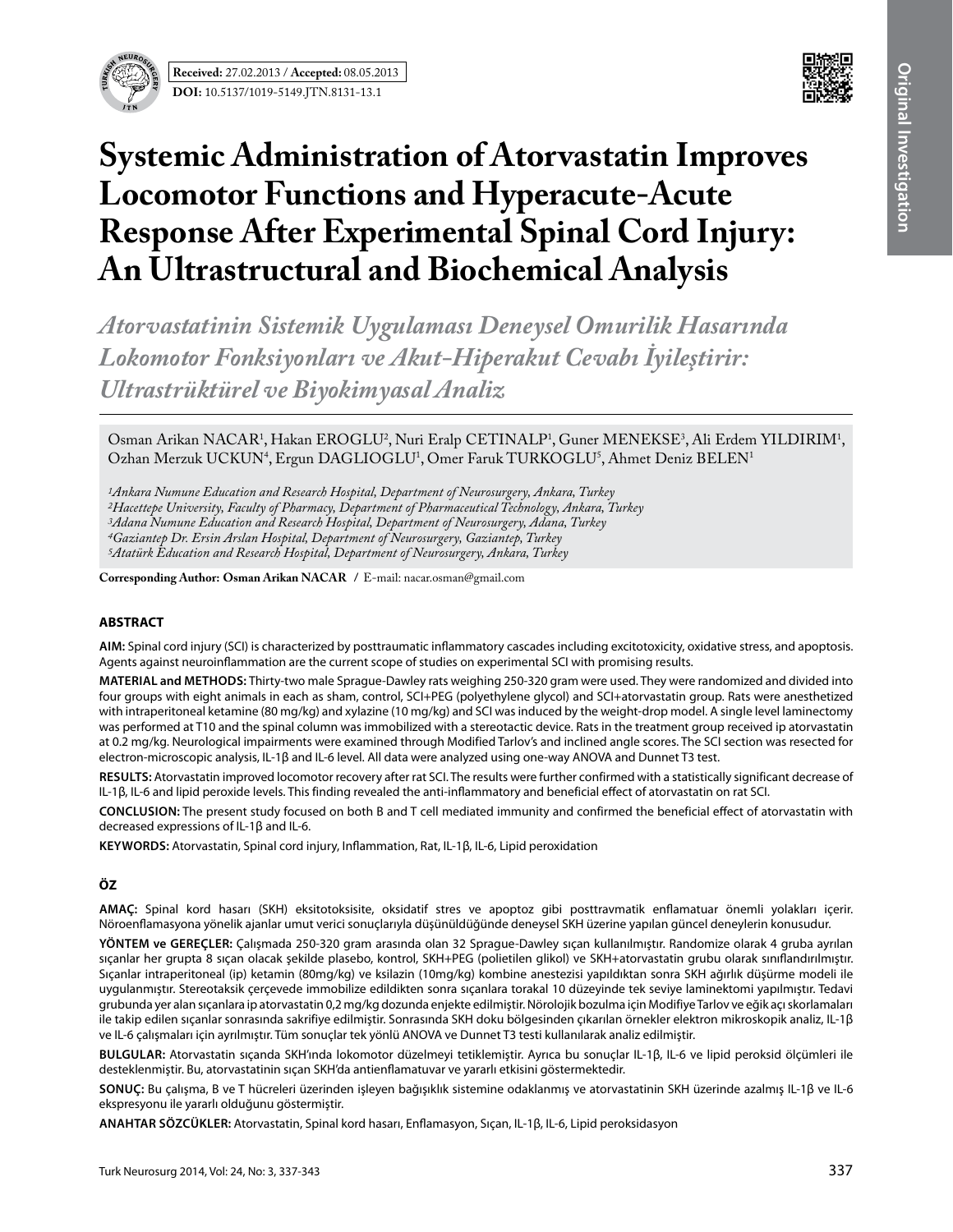**Received:** 27.02.2013 / **Accepted:** 08.05.2013

**DOI:** 10.5137/1019-5149.JTN.8131-13.1

Original Investigation

# Systemic Administration of Atorvastatin Improves Locomotor Functions and Hyperacute-Acute Response After Experimental Spinal Cord Injury: An Ultrastructural and Biochemical Analysis

## *Atorvastatinin Sistemik Uygulaması Deneysel Omurilik Hasarında Lokomotor Fonksiyonları ve Akut-Hiperakut Cevabı İyileştirir: Ultrastrüktürel ve Biyokimyasal Analiz*

Osman Arikan NACAR[1], Hakan EROGLU[2], Nuri Eralp CETINALP[1], Guner MENEKSE[3], Ali Erdem YILDIRIM[1], Ozhan Merzuk UCKUN[4], Ergun DAGLIOGLU[1], Omer Faruk TURKOGLU[5], Ahmet Deniz BELEN[1]

*[1]Ankara Numune Education and Research Hospital, Department of Neurosurgery, Ankara, Turkey*
*[2]Hacettepe University, Faculty of Pharmacy, Department of Pharmaceutical Technology, Ankara, Turkey*
*[3]Adana Numune Education and Research Hospital, Department of Neurosurgery, Adana, Turkey*
*[4]Gaziantep Dr. Ersin Arslan Hospital, Department of Neurosurgery, Gaziantep, Turkey*
*[5]Atatürk Education and Research Hospital, Department of Neurosurgery, Ankara, Turkey*

**Corresponding Author: Osman Arikan NACAR** / E-mail: nacar.osman@gmail.com

## ABSTRACT

**AIM:** Spinal cord injury (SCI) is characterized by posttraumatic inflammatory cascades including excitotoxicity, oxidative stress, and apoptosis. Agents against neuroinflammation are the current scope of studies on experimental SCI with promising results.

**MATERIAL and METHODS:** Thirty-two male Sprague-Dawley rats weighing 250-320 gram were used. They were randomized and divided into four groups with eight animals in each as sham, control, SCI+PEG (polyethylene glycol) and SCI+atorvastatin group. Rats were anesthetized with intraperitoneal ketamine (80 mg/kg) and xylazine (10 mg/kg) and SCI was induced by the weight-drop model. A single level laminectomy was performed at T10 and the spinal column was immobilized with a stereotactic device. Rats in the treatment group received ip atorvastatin at 0.2 mg/kg. Neurological impairments were examined through Modified Tarlov's and inclined angle scores. The SCI section was resected for electron-microscopic analysis, IL-1β and IL-6 level. All data were analyzed using one-way ANOVA and Dunnet T3 test.

**RESULTS:** Atorvastatin improved locomotor recovery after rat SCI. The results were further confirmed with a statistically significant decrease of IL-1β, IL-6 and lipid peroxide levels. This finding revealed the anti-inflammatory and beneficial effect of atorvastatin on rat SCI.

**CONCLUSION:** The present study focused on both B and T cell mediated immunity and confirmed the beneficial effect of atorvastatin with decreased expressions of IL-1β and IL-6.

**KEYWORDS:** Atorvastatin, Spinal cord injury, Inflammation, Rat, IL-1β, IL-6, Lipid peroxidation

## ÖZ

**AMAÇ:** Spinal kord hasarı (SKH) eksitotoksisite, oksidatif stres ve apoptoz gibi posttravmatik enflamatuar önemli yolakları içerir. Nöroenflamasyona yönelik ajanlar umut verici sonuçlarıyla düşünüldüğünde deneysel SKH üzerine yapılan güncel deneylerin konusudur.

**YÖNTEM ve GEREÇLER:** Çalışmada 250-320 gram arasında olan 32 Sprague-Dawley sıçan kullanılmıştır. Randomize olarak 4 gruba ayrılan sıçanlar her grupta 8 sıçan olacak şekilde plasebo, kontrol, SKH+PEG (polietilen glikol) ve SKH+atorvastatin grubu olarak sınıflandırılmıştır. Sıçanlar intraperitoneal (ip) ketamin (80mg/kg) ve ksilazin (10mg/kg) kombine anestezisi yapıldıktan sonra SKH ağırlık düşürme modeli ile uygulanmıştır. Stereotaksik çerçevede immobilize edildikten sonra sıçanlara torakal 10 düzeyinde tek seviye laminektomi yapılmıştır. Tedavi grubunda yer alan sıçanlara ip atorvastatin 0,2 mg/kg dozunda enjekte edilmiştir. Nörolojik bozulma için Modifiye Tarlov ve eğik açı skorlamaları ile takip edilen sıçanlar sonrasında sakrifiye edilmiştir. Sonrasında SKH doku bölgesinden çıkarılan örnekler elektron mikroskopik analiz, IL-1β ve IL-6 çalışmaları için ayrılmıştır. Tüm sonuçlar tek yönlü ANOVA ve Dunnet T3 testi kullanılarak analiz edilmiştir.

**BULGULAR:** Atorvastatin sıçanda SKH'ında lokomotor düzelmeyi tetiklemiştir. Ayrıca bu sonuçlar IL-1β, IL-6 ve lipid peroksid ölçümleri ile desteklenmiştir. Bu, atorvastatinin sıçan SKH'da antienflamatuvar ve yararlı etkisini göstermektedir.

**SONUÇ:** Bu çalışma, B ve T hücreleri üzerinden işleyen bağışıklık sistemine odaklanmış ve atorvastatinin SKH üzerinde azalmış IL-1β ve IL-6 ekspresyonu ile yararlı olduğunu göstermiştir.

**ANAHTAR SÖZCÜKLER:** Atorvastatin, Spinal kord hasarı, Enflamasyon, Sıçan, IL-1β, IL-6, Lipid peroksidasyon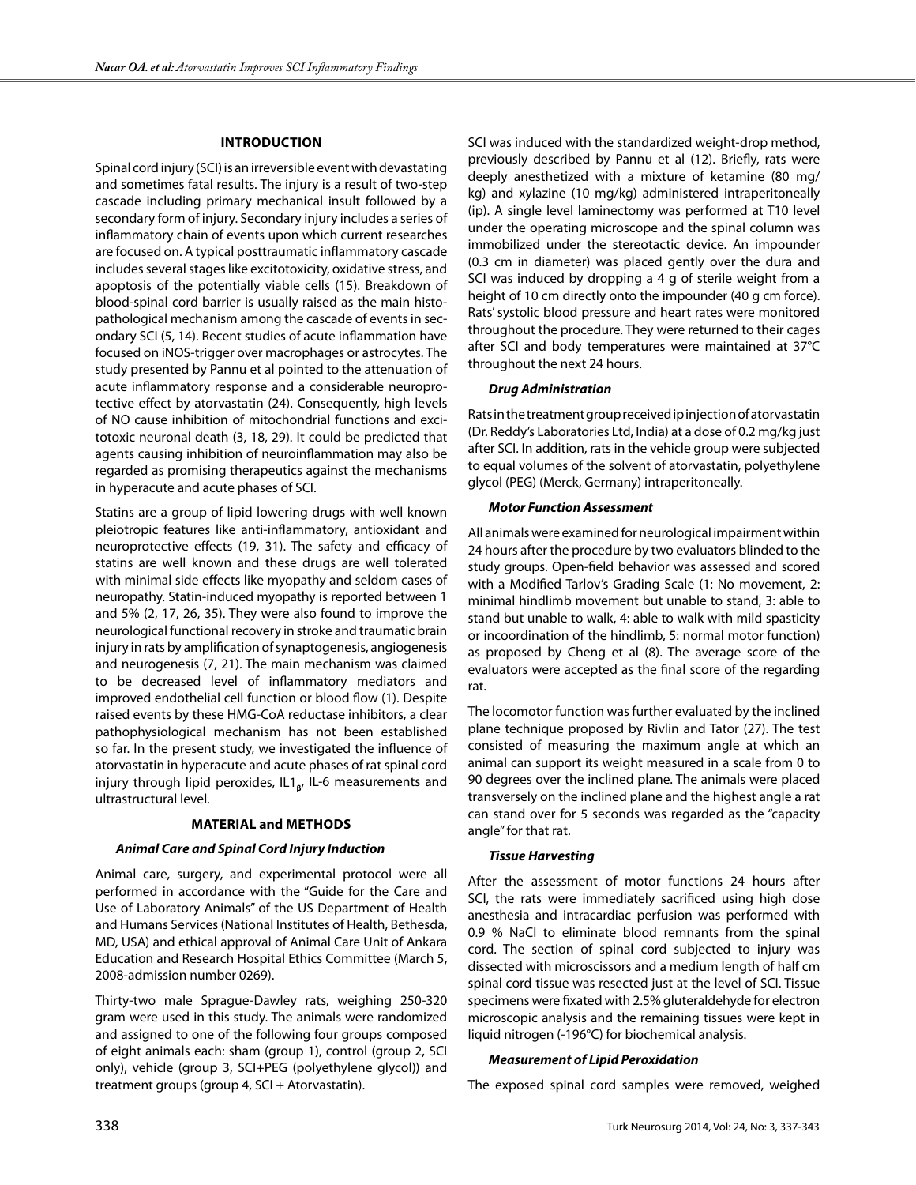## INTRODUCTION

Spinal cord injury (SCI) is an irreversible event with devastating and sometimes fatal results. The injury is a result of two-step cascade including primary mechanical insult followed by a secondary form of injury. Secondary injury includes a series of inflammatory chain of events upon which current researches are focused on. A typical posttraumatic inflammatory cascade includes several stages like excitotoxicity, oxidative stress, and apoptosis of the potentially viable cells (15). Breakdown of blood-spinal cord barrier is usually raised as the main histopathological mechanism among the cascade of events in secondary SCI (5, 14). Recent studies of acute inflammation have focused on iNOS-trigger over macrophages or astrocytes. The study presented by Pannu et al pointed to the attenuation of acute inflammatory response and a considerable neuroprotective effect by atorvastatin (24). Consequently, high levels of NO cause inhibition of mitochondrial functions and excitotoxic neuronal death (3, 18, 29). It could be predicted that agents causing inhibition of neuroinflammation may also be regarded as promising therapeutics against the mechanisms in hyperacute and acute phases of SCI.

Statins are a group of lipid lowering drugs with well known pleiotropic features like anti-inflammatory, antioxidant and neuroprotective effects (19, 31). The safety and efficacy of statins are well known and these drugs are well tolerated with minimal side effects like myopathy and seldom cases of neuropathy. Statin-induced myopathy is reported between 1 and 5% (2, 17, 26, 35). They were also found to improve the neurological functional recovery in stroke and traumatic brain injury in rats by amplification of synaptogenesis, angiogenesis and neurogenesis (7, 21). The main mechanism was claimed to be decreased level of inflammatory mediators and improved endothelial cell function or blood flow (1). Despite raised events by these HMG-CoA reductase inhibitors, a clear pathophysiological mechanism has not been established so far. In the present study, we investigated the influence of atorvastatin in hyperacute and acute phases of rat spinal cord injury through lipid peroxides, $IL1_{\beta}$, IL-6 measurements and ultrastructural level.

## MATERIAL and METHODS

### *Animal Care and Spinal Cord Injury Induction*

Animal care, surgery, and experimental protocol were all performed in accordance with the "Guide for the Care and Use of Laboratory Animals" of the US Department of Health and Humans Services (National Institutes of Health, Bethesda, MD, USA) and ethical approval of Animal Care Unit of Ankara Education and Research Hospital Ethics Committee (March 5, 2008-admission number 0269).

Thirty-two male Sprague-Dawley rats, weighing 250-320 gram were used in this study. The animals were randomized and assigned to one of the following four groups composed of eight animals each: sham (group 1), control (group 2, SCI only), vehicle (group 3, SCI+PEG (polyethylene glycol)) and treatment groups (group 4, SCI + Atorvastatin).

SCI was induced with the standardized weight-drop method, previously described by Pannu et al (12). Briefly, rats were deeply anesthetized with a mixture of ketamine (80 mg/kg) and xylazine (10 mg/kg) administered intraperitoneally (ip). A single level laminectomy was performed at T10 level under the operating microscope and the spinal column was immobilized under the stereotactic device. An impounder (0.3 cm in diameter) was placed gently over the dura and SCI was induced by dropping a 4 g of sterile weight from a height of 10 cm directly onto the impounder (40 g cm force). Rats' systolic blood pressure and heart rates were monitored throughout the procedure. They were returned to their cages after SCI and body temperatures were maintained at 37°C throughout the next 24 hours.

### *Drug Administration*

Rats in the treatment group received ip injection of atorvastatin (Dr. Reddy's Laboratories Ltd, India) at a dose of 0.2 mg/kg just after SCI. In addition, rats in the vehicle group were subjected to equal volumes of the solvent of atorvastatin, polyethylene glycol (PEG) (Merck, Germany) intraperitoneally.

### *Motor Function Assessment*

All animals were examined for neurological impairment within 24 hours after the procedure by two evaluators blinded to the study groups. Open-field behavior was assessed and scored with a Modified Tarlov's Grading Scale (1: No movement, 2: minimal hindlimb movement but unable to stand, 3: able to stand but unable to walk, 4: able to walk with mild spasticity or incoordination of the hindlimb, 5: normal motor function) as proposed by Cheng et al (8). The average score of the evaluators were accepted as the final score of the regarding rat.

The locomotor function was further evaluated by the inclined plane technique proposed by Rivlin and Tator (27). The test consisted of measuring the maximum angle at which an animal can support its weight measured in a scale from 0 to 90 degrees over the inclined plane. The animals were placed transversely on the inclined plane and the highest angle a rat can stand over for 5 seconds was regarded as the "capacity angle" for that rat.

### *Tissue Harvesting*

After the assessment of motor functions 24 hours after SCI, the rats were immediately sacrificed using high dose anesthesia and intracardiac perfusion was performed with 0.9 % NaCl to eliminate blood remnants from the spinal cord. The section of spinal cord subjected to injury was dissected with microscissors and a medium length of half cm spinal cord tissue was resected just at the level of SCI. Tissue specimens were fixated with 2.5% gluteraldehyde for electron microscopic analysis and the remaining tissues were kept in liquid nitrogen (-196°C) for biochemical analysis.

### *Measurement of Lipid Peroxidation*

The exposed spinal cord samples were removed, weighed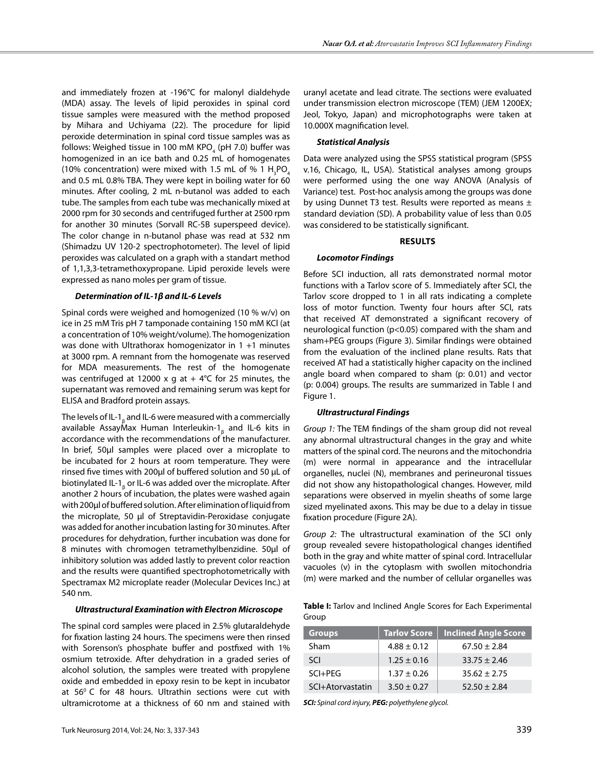and immediately frozen at -196°C for malonyl dialdehyde (MDA) assay. The levels of lipid peroxides in spinal cord tissue samples were measured with the method proposed by Mihara and Uchiyama (22). The procedure for lipid peroxide determination in spinal cord tissue samples was as follows: Weighed tissue in 100 mM $KPO_4$ (pH 7.0) buffer was homogenized in an ice bath and 0.25 mL of homogenates (10% concentration) were mixed with 1.5 mL of % 1 $H_3PO_4$ and 0.5 mL 0.8% TBA. They were kept in boiling water for 60 minutes. After cooling, 2 mL n-butanol was added to each tube. The samples from each tube was mechanically mixed at 2000 rpm for 30 seconds and centrifuged further at 2500 rpm for another 30 minutes (Sorvall RC-5B superspeed device). The color change in n-butanol phase was read at 532 nm (Shimadzu UV 120-2 spectrophotometer). The level of lipid peroxides was calculated on a graph with a standart method of 1,1,3,3-tetramethoxypropane. Lipid peroxide levels were expressed as nano moles per gram of tissue.

#### *Determination of IL-1β and IL-6 Levels*

Spinal cords were weighed and homogenized (10 % w/v) on ice in 25 mM Tris pH 7 tamponade containing 150 mM KCl (at a concentration of 10% weight/volume). The homogenization was done with Ultrathorax homogenizator in 1 +1 minutes at 3000 rpm. A remnant from the homogenate was reserved for MDA measurements. The rest of the homogenate was centrifuged at 12000 x g at + 4°C for 25 minutes, the supernatant was removed and remaining serum was kept for ELISA and Bradford protein assays.

The levels of IL-$1_\beta$ and IL-6 were measured with a commercially available AssayMax Human Interleukin-$1_\beta$ and IL-6 kits in accordance with the recommendations of the manufacturer. In brief, 50µl samples were placed over a microplate to be incubated for 2 hours at room temperature. They were rinsed five times with 200µl of buffered solution and 50 µL of biotinylated IL-$1_\beta$ or IL-6 was added over the microplate. After another 2 hours of incubation, the plates were washed again with 200µl of buffered solution. After elimination of liquid from the microplate, 50 µl of Streptavidin-Peroxidase conjugate was added for another incubation lasting for 30 minutes. After procedures for dehydration, further incubation was done for 8 minutes with chromogen tetramethylbenzidine. 50µl of inhibitory solution was added lastly to prevent color reaction and the results were quantified spectrophotometrically with Spectramax M2 microplate reader (Molecular Devices Inc.) at 540 nm.

#### *Ultrastructural Examination with Electron Microscope*

The spinal cord samples were placed in 2.5% glutaraldehyde for fixation lasting 24 hours. The specimens were then rinsed with Sorenson's phosphate buffer and postfixed with 1% osmium tetroxide. After dehydration in a graded series of alcohol solution, the samples were treated with propylene oxide and embedded in epoxy resin to be kept in incubator at $56^0$ C for 48 hours. Ultrathin sections were cut with ultramicrotome at a thickness of 60 nm and stained with uranyl acetate and lead citrate. The sections were evaluated under transmission electron microscope (TEM) (JEM 1200EX; Jeol, Tokyo, Japan) and microphotographs were taken at 10.000X magnification level.

#### *Statistical Analysis*

Data were analyzed using the SPSS statistical program (SPSS v.16, Chicago, IL, USA). Statistical analyses among groups were performed using the one way ANOVA (Analysis of Variance) test. Post-hoc analysis among the groups was done by using Dunnet T3 test. Results were reported as means ± standard deviation (SD). A probability value of less than 0.05 was considered to be statistically significant.

## RESULTS

#### *Locomotor Findings*

Before SCI induction, all rats demonstrated normal motor functions with a Tarlov score of 5. Immediately after SCI, the Tarlov score dropped to 1 in all rats indicating a complete loss of motor function. Twenty four hours after SCI, rats that received AT demonstrated a significant recovery of neurological function ($p<0.05$) compared with the sham and sham+PEG groups (Figure 3). Similar findings were obtained from the evaluation of the inclined plane results. Rats that received AT had a statistically higher capacity on the inclined angle board when compared to sham (p: 0.01) and vector (p: 0.004) groups. The results are summarized in Table I and Figure 1.

#### *Ultrastructural Findings*

*Group 1:* The TEM findings of the sham group did not reveal any abnormal ultrastructural changes in the gray and white matters of the spinal cord. The neurons and the mitochondria (m) were normal in appearance and the intracellular organelles, nuclei (N), membranes and perineuronal tissues did not show any histopathological changes. However, mild separations were observed in myelin sheaths of some large sized myelinated axons. This may be due to a delay in tissue fixation procedure (Figure 2A).

*Group 2:* The ultrastructural examination of the SCI only group revealed severe histopathological changes identified both in the gray and white matter of spinal cord. Intracellular vacuoles (v) in the cytoplasm with swollen mitochondria (m) were marked and the number of cellular organelles was

**Table I:** Tarlov and Inclined Angle Scores for Each Experimental Group

| Groups | Tarlov Score | Inclined Angle Score |
|---|---|---|
| Sham | 4.88 ± 0.12 | 67.50 ± 2.84 |
| SCI | 1.25 ± 0.16 | 33.75 ± 2.46 |
| SCI+PEG | 1.37 ± 0.26 | 35.62 ± 2.75 |
| SCI+Atorvastatin | 3.50 ± 0.27 | 52.50 ± 2.84 |

***SCI:*** *Spinal cord injury,* ***PEG:*** *polyethylene glycol.*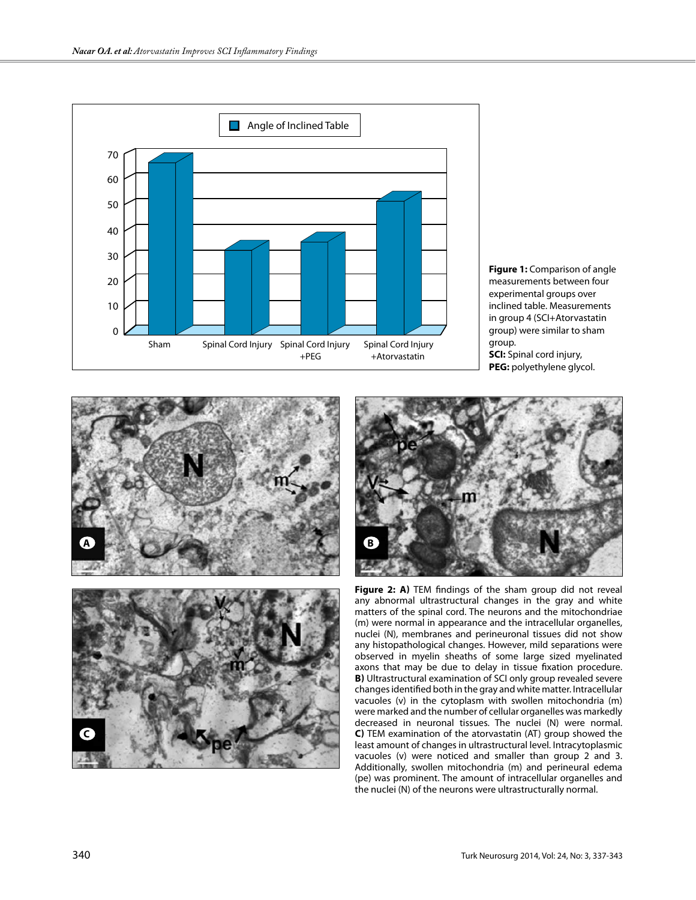**Figure 1:** Comparison of angle measurements between four experimental groups over inclined table. Measurements in group 4 (SCI+Atorvastatin group) were similar to sham group.
**SCI:** Spinal cord injury,
**PEG:** polyethylene glycol.

**Figure 2: A)** TEM findings of the sham group did not reveal any abnormal ultrastructural changes in the gray and white matters of the spinal cord. The neurons and the mitochondriae (m) were normal in appearance and the intracellular organelles, nuclei (N), membranes and perineuronal tissues did not show any histopathological changes. However, mild separations were observed in myelin sheaths of some large sized myelinated axons that may be due to delay in tissue fixation procedure. **B)** Ultrastructural examination of SCI only group revealed severe changes identified both in the gray and white matter. Intracellular vacuoles (v) in the cytoplasm with swollen mitochondria (m) were marked and the number of cellular organelles was markedly decreased in neuronal tissues. The nuclei (N) were normal. **C)** TEM examination of the atorvastatin (AT) group showed the least amount of changes in ultrastructural level. Intracytoplasmic vacuoles (v) were noticed and smaller than group 2 and 3. Additionally, swollen mitochondria (m) and perineural edema (pe) was prominent. The amount of intracellular organelles and the nuclei (N) of the neurons were ultrastructurally normal.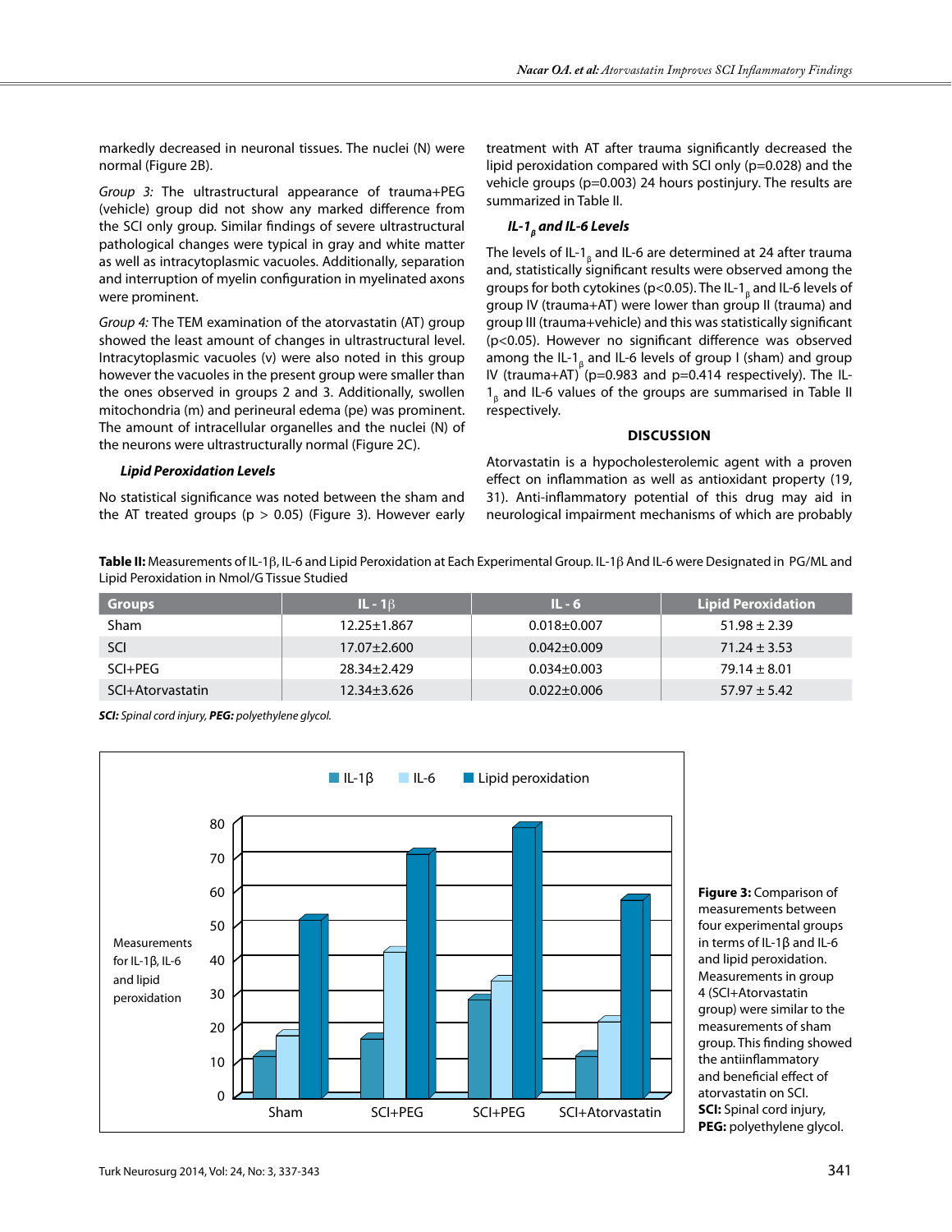markedly decreased in neuronal tissues. The nuclei (N) were normal (Figure 2B).

*Group 3:* The ultrastructural appearance of trauma+PEG (vehicle) group did not show any marked difference from the SCI only group. Similar findings of severe ultrastructural pathological changes were typical in gray and white matter as well as intracytoplasmic vacuoles. Additionally, separation and interruption of myelin configuration in myelinated axons were prominent.

*Group 4:* The TEM examination of the atorvastatin (AT) group showed the least amount of changes in ultrastructural level. Intracytoplasmic vacuoles (v) were also noted in this group however the vacuoles in the present group were smaller than the ones observed in groups 2 and 3. Additionally, swollen mitochondria (m) and perineural edema (pe) was prominent. The amount of intracellular organelles and the nuclei (N) of the neurons were ultrastructurally normal (Figure 2C).

### *Lipid Peroxidation Levels*

No statistical significance was noted between the sham and the AT treated groups ($p > 0.05$) (Figure 3). However early treatment with AT after trauma significantly decreased the lipid peroxidation compared with SCI only ($p=0.028$) and the vehicle groups ($p=0.003$) 24 hours postinjury. The results are summarized in Table II.

### *IL-$1_\beta$ and IL-6 Levels*

The levels of IL-$1_\beta$ and IL-6 are determined at 24 after trauma and, statistically significant results were observed among the groups for both cytokines ($p<0.05$). The IL-$1_\beta$ and IL-6 levels of group IV (trauma+AT) were lower than group II (trauma) and group III (trauma+vehicle) and this was statistically significant ($p<0.05$). However no significant difference was observed among the IL-$1_\beta$ and IL-6 levels of group I (sham) and group IV (trauma+AT) ($p=0.983$ and $p=0.414$ respectively). The IL-$1_\beta$ and IL-6 values of the groups are summarised in Table II respectively.

## DISCUSSION

Atorvastatin is a hypocholesterolemic agent with a proven effect on inflammation as well as antioxidant property (19, 31). Anti-inflammatory potential of this drug may aid in neurological impairment mechanisms of which are probably

**Table II:** Measurements of IL-1β, IL-6 and Lipid Peroxidation at Each Experimental Group. IL-1β And IL-6 were Designated in PG/ML and Lipid Peroxidation in Nmol/G Tissue Studied

| Groups | IL - 1β | IL - 6 | Lipid Peroxidation |
|---|---|---|---|
| Sham | 12.25±1.867 | 0.018±0.007 | 51.98 ± 2.39 |
| SCI | 17.07±2.600 | 0.042±0.009 | 71.24 ± 3.53 |
| SCI+PEG | 28.34±2.429 | 0.034±0.003 | 79.14 ± 8.01 |
| SCI+Atorvastatin | 12.34±3.626 | 0.022±0.006 | 57.97 ± 5.42 |

***SCI:** Spinal cord injury, **PEG:** polyethylene glycol.*

**Figure 3:** Comparison of measurements between four experimental groups in terms of IL-1β and IL-6 and lipid peroxidation. Measurements in group 4 (SCI+Atorvastatin group) were similar to the measurements of sham group. This finding showed the antiinflammatory and beneficial effect of atorvastatin on SCI. **SCI:** Spinal cord injury, **PEG:** polyethylene glycol.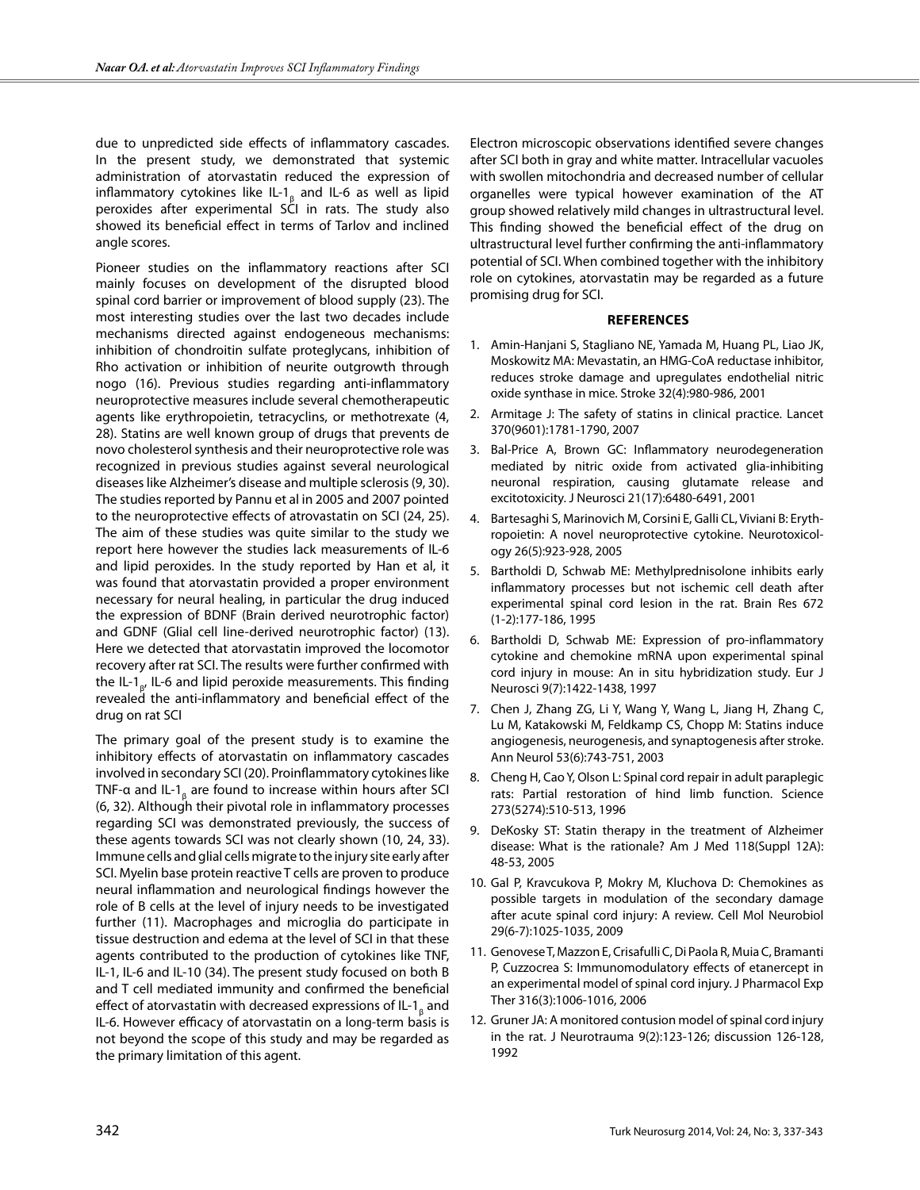due to unpredicted side effects of inflammatory cascades. In the present study, we demonstrated that systemic administration of atorvastatin reduced the expression of inflammatory cytokines like IL-$1_{\beta}$ and IL-6 as well as lipid peroxides after experimental SCI in rats. The study also showed its beneficial effect in terms of Tarlov and inclined angle scores.

Pioneer studies on the inflammatory reactions after SCI mainly focuses on development of the disrupted blood spinal cord barrier or improvement of blood supply (23). The most interesting studies over the last two decades include mechanisms directed against endogeneous mechanisms: inhibition of chondroitin sulfate proteglycans, inhibition of Rho activation or inhibition of neurite outgrowth through nogo (16). Previous studies regarding anti-inflammatory neuroprotective measures include several chemotherapeutic agents like erythropoietin, tetracyclins, or methotrexate (4, 28). Statins are well known group of drugs that prevents de novo cholesterol synthesis and their neuroprotective role was recognized in previous studies against several neurological diseases like Alzheimer's disease and multiple sclerosis (9, 30). The studies reported by Pannu et al in 2005 and 2007 pointed to the neuroprotective effects of atrovastatin on SCI (24, 25). The aim of these studies was quite similar to the study we report here however the studies lack measurements of IL-6 and lipid peroxides. In the study reported by Han et al, it was found that atorvastatin provided a proper environment necessary for neural healing, in particular the drug induced the expression of BDNF (Brain derived neurotrophic factor) and GDNF (Glial cell line-derived neurotrophic factor) (13). Here we detected that atorvastatin improved the locomotor recovery after rat SCI. The results were further confirmed with the IL-$1_{\beta}$, IL-6 and lipid peroxide measurements. This finding revealed the anti-inflammatory and beneficial effect of the drug on rat SCI

The primary goal of the present study is to examine the inhibitory effects of atorvastatin on inflammatory cascades involved in secondary SCI (20). Proinflammatory cytokines like TNF-α and IL-$1_{\beta}$ are found to increase within hours after SCI (6, 32). Although their pivotal role in inflammatory processes regarding SCI was demonstrated previously, the success of these agents towards SCI was not clearly shown (10, 24, 33). Immune cells and glial cells migrate to the injury site early after SCI. Myelin base protein reactive T cells are proven to produce neural inflammation and neurological findings however the role of B cells at the level of injury needs to be investigated further (11). Macrophages and microglia do participate in tissue destruction and edema at the level of SCI in that these agents contributed to the production of cytokines like TNF, IL-1, IL-6 and IL-10 (34). The present study focused on both B and T cell mediated immunity and confirmed the beneficial effect of atorvastatin with decreased expressions of IL-$1_{\beta}$ and IL-6. However efficacy of atorvastatin on a long-term basis is not beyond the scope of this study and may be regarded as the primary limitation of this agent.

Electron microscopic observations identified severe changes after SCI both in gray and white matter. Intracellular vacuoles with swollen mitochondria and decreased number of cellular organelles were typical however examination of the AT group showed relatively mild changes in ultrastructural level. This finding showed the beneficial effect of the drug on ultrastructural level further confirming the anti-inflammatory potential of SCI. When combined together with the inhibitory role on cytokines, atorvastatin may be regarded as a future promising drug for SCI.

## REFERENCES

1. Amin-Hanjani S, Stagliano NE, Yamada M, Huang PL, Liao JK, Moskowitz MA: Mevastatin, an HMG-CoA reductase inhibitor, reduces stroke damage and upregulates endothelial nitric oxide synthase in mice. Stroke 32(4):980-986, 2001
2. Armitage J: The safety of statins in clinical practice. Lancet 370(9601):1781-1790, 2007
3. Bal-Price A, Brown GC: Inflammatory neurodegeneration mediated by nitric oxide from activated glia-inhibiting neuronal respiration, causing glutamate release and excitotoxicity. J Neurosci 21(17):6480-6491, 2001
4. Bartesaghi S, Marinovich M, Corsini E, Galli CL, Viviani B: Erythropoietin: A novel neuroprotective cytokine. Neurotoxicology 26(5):923-928, 2005
5. Bartholdi D, Schwab ME: Methylprednisolone inhibits early inflammatory processes but not ischemic cell death after experimental spinal cord lesion in the rat. Brain Res 672 (1-2):177-186, 1995
6. Bartholdi D, Schwab ME: Expression of pro-inflammatory cytokine and chemokine mRNA upon experimental spinal cord injury in mouse: An in situ hybridization study. Eur J Neurosci 9(7):1422-1438, 1997
7. Chen J, Zhang ZG, Li Y, Wang Y, Wang L, Jiang H, Zhang C, Lu M, Katakowski M, Feldkamp CS, Chopp M: Statins induce angiogenesis, neurogenesis, and synaptogenesis after stroke. Ann Neurol 53(6):743-751, 2003
8. Cheng H, Cao Y, Olson L: Spinal cord repair in adult paraplegic rats: Partial restoration of hind limb function. Science 273(5274):510-513, 1996
9. DeKosky ST: Statin therapy in the treatment of Alzheimer disease: What is the rationale? Am J Med 118(Suppl 12A): 48-53, 2005
10. Gal P, Kravcukova P, Mokry M, Kluchova D: Chemokines as possible targets in modulation of the secondary damage after acute spinal cord injury: A review. Cell Mol Neurobiol 29(6-7):1025-1035, 2009
11. Genovese T, Mazzon E, Crisafulli C, Di Paola R, Muia C, Bramanti P, Cuzzocrea S: Immunomodulatory effects of etanercept in an experimental model of spinal cord injury. J Pharmacol Exp Ther 316(3):1006-1016, 2006
12. Gruner JA: A monitored contusion model of spinal cord injury in the rat. J Neurotrauma 9(2):123-126; discussion 126-128, 1992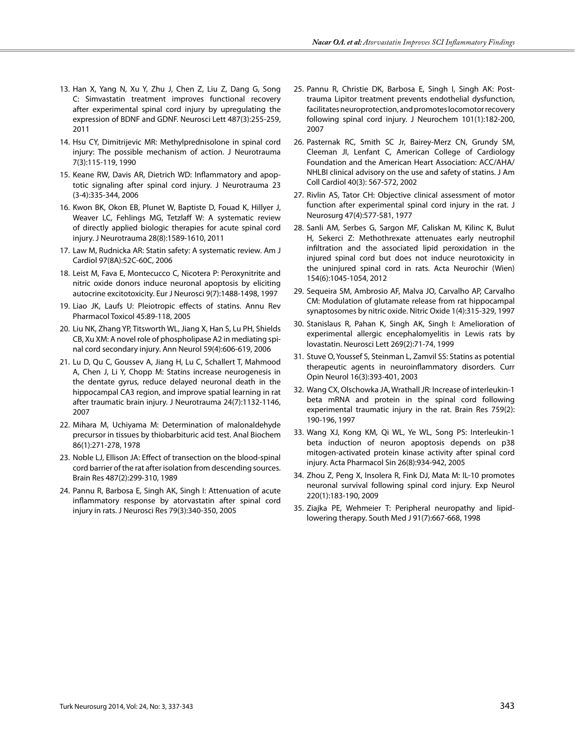13. Han X, Yang N, Xu Y, Zhu J, Chen Z, Liu Z, Dang G, Song C: Simvastatin treatment improves functional recovery after experimental spinal cord injury by upregulating the expression of BDNF and GDNF. Neurosci Lett 487(3):255-259, 2011
14. Hsu CY, Dimitrijevic MR: Methylprednisolone in spinal cord injury: The possible mechanism of action. J Neurotrauma 7(3):115-119, 1990
15. Keane RW, Davis AR, Dietrich WD: Inflammatory and apoptotic signaling after spinal cord injury. J Neurotrauma 23 (3-4):335-344, 2006
16. Kwon BK, Okon EB, Plunet W, Baptiste D, Fouad K, Hillyer J, Weaver LC, Fehlings MG, Tetzlaff W: A systematic review of directly applied biologic therapies for acute spinal cord injury. J Neurotrauma 28(8):1589-1610, 2011
17. Law M, Rudnicka AR: Statin safety: A systematic review. Am J Cardiol 97(8A):52C-60C, 2006
18. Leist M, Fava E, Montecucco C, Nicotera P: Peroxynitrite and nitric oxide donors induce neuronal apoptosis by eliciting autocrine excitotoxicity. Eur J Neurosci 9(7):1488-1498, 1997
19. Liao JK, Laufs U: Pleiotropic effects of statins. Annu Rev Pharmacol Toxicol 45:89-118, 2005
20. Liu NK, Zhang YP, Titsworth WL, Jiang X, Han S, Lu PH, Shields CB, Xu XM: A novel role of phospholipase A2 in mediating spinal cord secondary injury. Ann Neurol 59(4):606-619, 2006
21. Lu D, Qu C, Goussev A, Jiang H, Lu C, Schallert T, Mahmood A, Chen J, Li Y, Chopp M: Statins increase neurogenesis in the dentate gyrus, reduce delayed neuronal death in the hippocampal CA3 region, and improve spatial learning in rat after traumatic brain injury. J Neurotrauma 24(7):1132-1146, 2007
22. Mihara M, Uchiyama M: Determination of malonaldehyde precursor in tissues by thiobarbituric acid test. Anal Biochem 86(1):271-278, 1978
23. Noble LJ, Ellison JA: Effect of transection on the blood-spinal cord barrier of the rat after isolation from descending sources. Brain Res 487(2):299-310, 1989
24. Pannu R, Barbosa E, Singh AK, Singh I: Attenuation of acute inflammatory response by atorvastatin after spinal cord injury in rats. J Neurosci Res 79(3):340-350, 2005
25. Pannu R, Christie DK, Barbosa E, Singh I, Singh AK: Post-trauma Lipitor treatment prevents endothelial dysfunction, facilitates neuroprotection, and promotes locomotor recovery following spinal cord injury. J Neurochem 101(1):182-200, 2007
26. Pasternak RC, Smith SC Jr, Bairey-Merz CN, Grundy SM, Cleeman JI, Lenfant C, American College of Cardiology Foundation and the American Heart Association: ACC/AHA/NHLBI clinical advisory on the use and safety of statins. J Am Coll Cardiol 40(3): 567-572, 2002
27. Rivlin AS, Tator CH: Objective clinical assessment of motor function after experimental spinal cord injury in the rat. J Neurosurg 47(4):577-581, 1977
28. Sanli AM, Serbes G, Sargon MF, Caliskan M, Kilinc K, Bulut H, Sekerci Z: Methothrexate attenuates early neutrophil infiltration and the associated lipid peroxidation in the injured spinal cord but does not induce neurotoxicity in the uninjured spinal cord in rats. Acta Neurochir (Wien) 154(6):1045-1054, 2012
29. Sequeira SM, Ambrosio AF, Malva JO, Carvalho AP, Carvalho CM: Modulation of glutamate release from rat hippocampal synaptosomes by nitric oxide. Nitric Oxide 1(4):315-329, 1997
30. Stanislaus R, Pahan K, Singh AK, Singh I: Amelioration of experimental allergic encephalomyelitis in Lewis rats by lovastatin. Neurosci Lett 269(2):71-74, 1999
31. Stuve O, Youssef S, Steinman L, Zamvil SS: Statins as potential therapeutic agents in neuroinflammatory disorders. Curr Opin Neurol 16(3):393-401, 2003
32. Wang CX, Olschowka JA, Wrathall JR: Increase of interleukin-1 beta mRNA and protein in the spinal cord following experimental traumatic injury in the rat. Brain Res 759(2): 190-196, 1997
33. Wang XJ, Kong KM, Qi WL, Ye WL, Song PS: Interleukin-1 beta induction of neuron apoptosis depends on p38 mitogen-activated protein kinase activity after spinal cord injury. Acta Pharmacol Sin 26(8):934-942, 2005
34. Zhou Z, Peng X, Insolera R, Fink DJ, Mata M: IL-10 promotes neuronal survival following spinal cord injury. Exp Neurol 220(1):183-190, 2009
35. Ziajka PE, Wehmeier T: Peripheral neuropathy and lipid-lowering therapy. South Med J 91(7):667-668, 1998